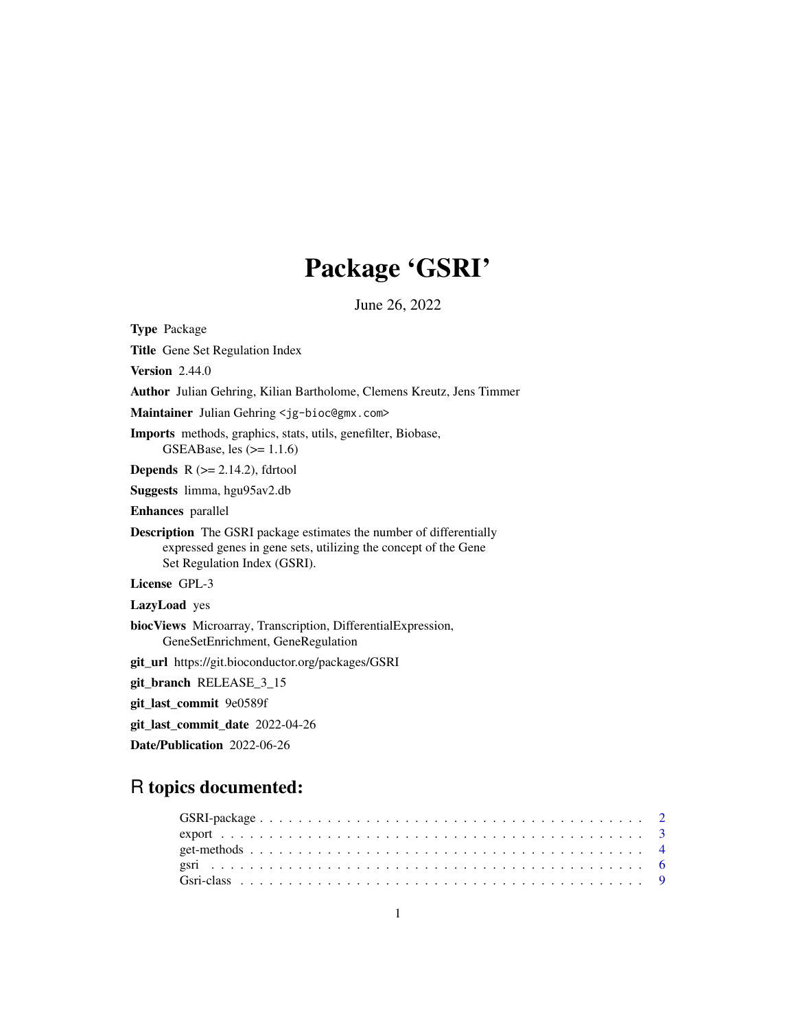# Package 'GSRI'

June 26, 2022

**Type** Package

**Title** Gene Set Regulation Index

**Version** 2.44.0

**Author** Julian Gehring, Kilian Bartholome, Clemens Kreutz, Jens Timmer

**Maintainer** Julian Gehring <jg-bioc@gmx.com>

**Imports** methods, graphics, stats, utils, genefilter, Biobase, GSEABase, les (>= 1.1.6)

**Depends** R (>= 2.14.2), fdrtool

**Suggests** limma, hgu95av2.db

**Enhances** parallel

**Description** The GSRI package estimates the number of differentially expressed genes in gene sets, utilizing the concept of the Gene Set Regulation Index (GSRI).

**License** GPL-3

**LazyLoad** yes

**biocViews** Microarray, Transcription, DifferentialExpression, GeneSetEnrichment, GeneRegulation

**git_url** https://git.bioconductor.org/packages/GSRI

**git_branch** RELEASE_3_15

**git_last_commit** 9e0589f

**git_last_commit_date** 2022-04-26

**Date/Publication** 2022-06-26

## R topics documented:

- GSRI-package . . . . . . . . . . . . . . . . . . . . . . . . . . . . . . . . . . . . . . . 2
- export . . . . . . . . . . . . . . . . . . . . . . . . . . . . . . . . . . . . . . . . . . . 3
- get-methods . . . . . . . . . . . . . . . . . . . . . . . . . . . . . . . . . . . . . . . . 4
- gsri . . . . . . . . . . . . . . . . . . . . . . . . . . . . . . . . . . . . . . . . . . . . 6
- Gsri-class . . . . . . . . . . . . . . . . . . . . . . . . . . . . . . . . . . . . . . . . 9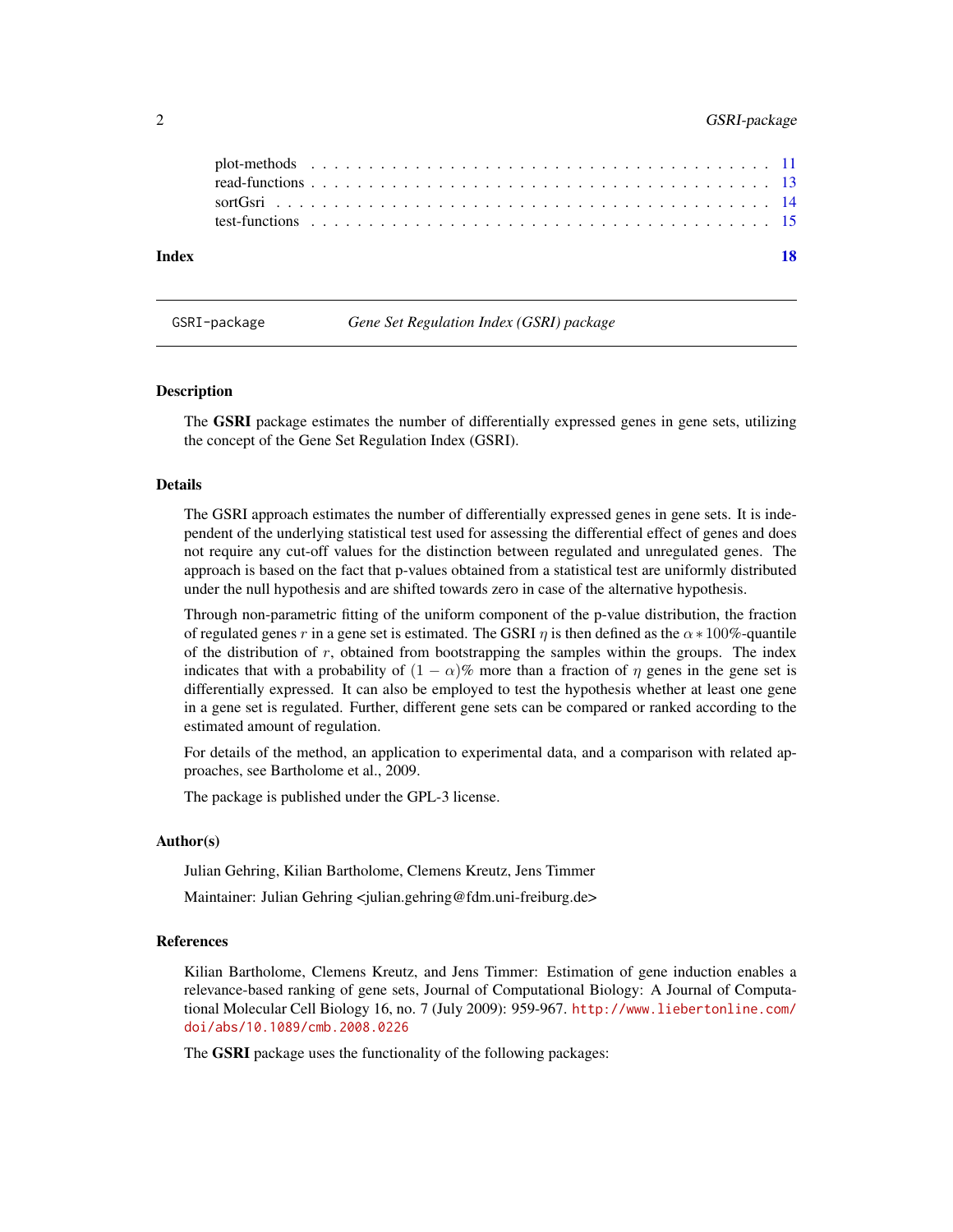plot-methods . . . . . . . . . . . . . . . . . . . . . . . . . . . . . . . . . . . . . . 11
read-functions . . . . . . . . . . . . . . . . . . . . . . . . . . . . . . . . . . . . . 13
sortGsri . . . . . . . . . . . . . . . . . . . . . . . . . . . . . . . . . . . . . . . . 14
test-functions . . . . . . . . . . . . . . . . . . . . . . . . . . . . . . . . . . . . . 15

**Index** **18**

---

GSRI-package *Gene Set Regulation Index (GSRI) package*

---

## Description

The **GSRI** package estimates the number of differentially expressed genes in gene sets, utilizing the concept of the Gene Set Regulation Index (GSRI).

## Details

The GSRI approach estimates the number of differentially expressed genes in gene sets. It is independent of the underlying statistical test used for assessing the differential effect of genes and does not require any cut-off values for the distinction between regulated and unregulated genes. The approach is based on the fact that p-values obtained from a statistical test are uniformly distributed under the null hypothesis and are shifted towards zero in case of the alternative hypothesis.

Through non-parametric fitting of the uniform component of the p-value distribution, the fraction of regulated genes $r$ in a gene set is estimated. The GSRI $\eta$ is then defined as the $\alpha * 100\%$-quantile of the distribution of $r$, obtained from bootstrapping the samples within the groups. The index indicates that with a probability of $(1-\alpha)\%$ more than a fraction of $\eta$ genes in the gene set is differentially expressed. It can also be employed to test the hypothesis whether at least one gene in a gene set is regulated. Further, different gene sets can be compared or ranked according to the estimated amount of regulation.

For details of the method, an application to experimental data, and a comparison with related approaches, see Bartholome et al., 2009.

The package is published under the GPL-3 license.

## Author(s)

Julian Gehring, Kilian Bartholome, Clemens Kreutz, Jens Timmer

Maintainer: Julian Gehring <julian.gehring@fdm.uni-freiburg.de>

## References

Kilian Bartholome, Clemens Kreutz, and Jens Timmer: Estimation of gene induction enables a relevance-based ranking of gene sets, Journal of Computational Biology: A Journal of Computational Molecular Cell Biology 16, no. 7 (July 2009): 959-967. http://www.liebertonline.com/doi/abs/10.1089/cmb.2008.0226

The **GSRI** package uses the functionality of the following packages: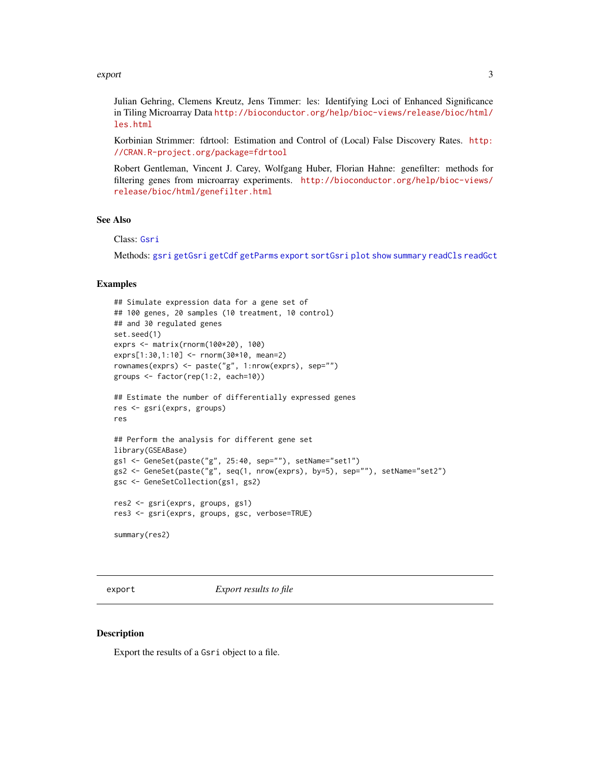Julian Gehring, Clemens Kreutz, Jens Timmer: les: Identifying Loci of Enhanced Significance in Tiling Microarray Data http://bioconductor.org/help/bioc-views/release/bioc/html/les.html

Korbinian Strimmer: fdrtool: Estimation and Control of (Local) False Discovery Rates. http://CRAN.R-project.org/package=fdrtool

Robert Gentleman, Vincent J. Carey, Wolfgang Huber, Florian Hahne: genefilter: methods for filtering genes from microarray experiments. http://bioconductor.org/help/bioc-views/release/bioc/html/genefilter.html

## See Also

Class: Gsri

Methods: gsri getGsri getCdf getParms export sortGsri plot show summary readCls readGct

## Examples

```
## Simulate expression data for a gene set of
## 100 genes, 20 samples (10 treatment, 10 control)
## and 30 regulated genes
set.seed(1)
exprs <- matrix(rnorm(100*20), 100)
exprs[1:30,1:10] <- rnorm(30*10, mean=2)
rownames(exprs) <- paste("g", 1:nrow(exprs), sep="")
groups <- factor(rep(1:2, each=10))

## Estimate the number of differentially expressed genes
res <- gsri(exprs, groups)
res

## Perform the analysis for different gene set
library(GSEABase)
gs1 <- GeneSet(paste("g", 25:40, sep=""), setName="set1")
gs2 <- GeneSet(paste("g", seq(1, nrow(exprs), by=5), sep=""), setName="set2")
gsc <- GeneSetCollection(gs1, gs2)

res2 <- gsri(exprs, groups, gs1)
res3 <- gsri(exprs, groups, gsc, verbose=TRUE)

summary(res2)
```

---

# export *Export results to file*

## Description

Export the results of a Gsri object to a file.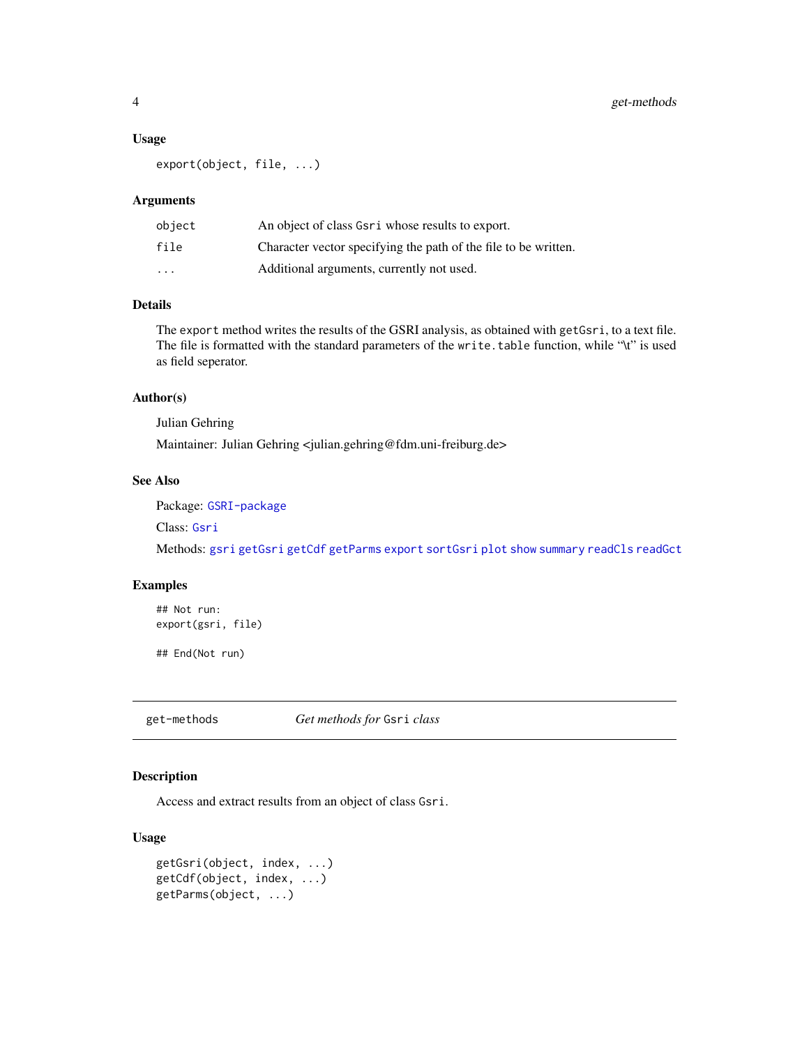### Usage

```
export(object, file, ...)
```

### Arguments

| | |
|---|---|
| object | An object of class `Gsri` whose results to export. |
| file | Character vector specifying the path of the file to be written. |
| ... | Additional arguments, currently not used. |

### Details

The `export` method writes the results of the GSRI analysis, as obtained with `getGsri`, to a text file. The file is formatted with the standard parameters of the `write.table` function, while "\t" is used as field seperator.

### Author(s)

Julian Gehring

Maintainer: Julian Gehring <julian.gehring@fdm.uni-freiburg.de>

### See Also

Package: `GSRI-package`

Class: `Gsri`

Methods: `gsri` `getGsri` `getCdf` `getParms` `export` `sortGsri` `plot` `show` `summary` `readCls` `readGct`

### Examples

```
## Not run:
export(gsri, file)

## End(Not run)
```

---

## get-methods — *Get methods for* `Gsri` *class*

### Description

Access and extract results from an object of class `Gsri`.

### Usage

```
getGsri(object, index, ...)
getCdf(object, index, ...)
getParms(object, ...)
```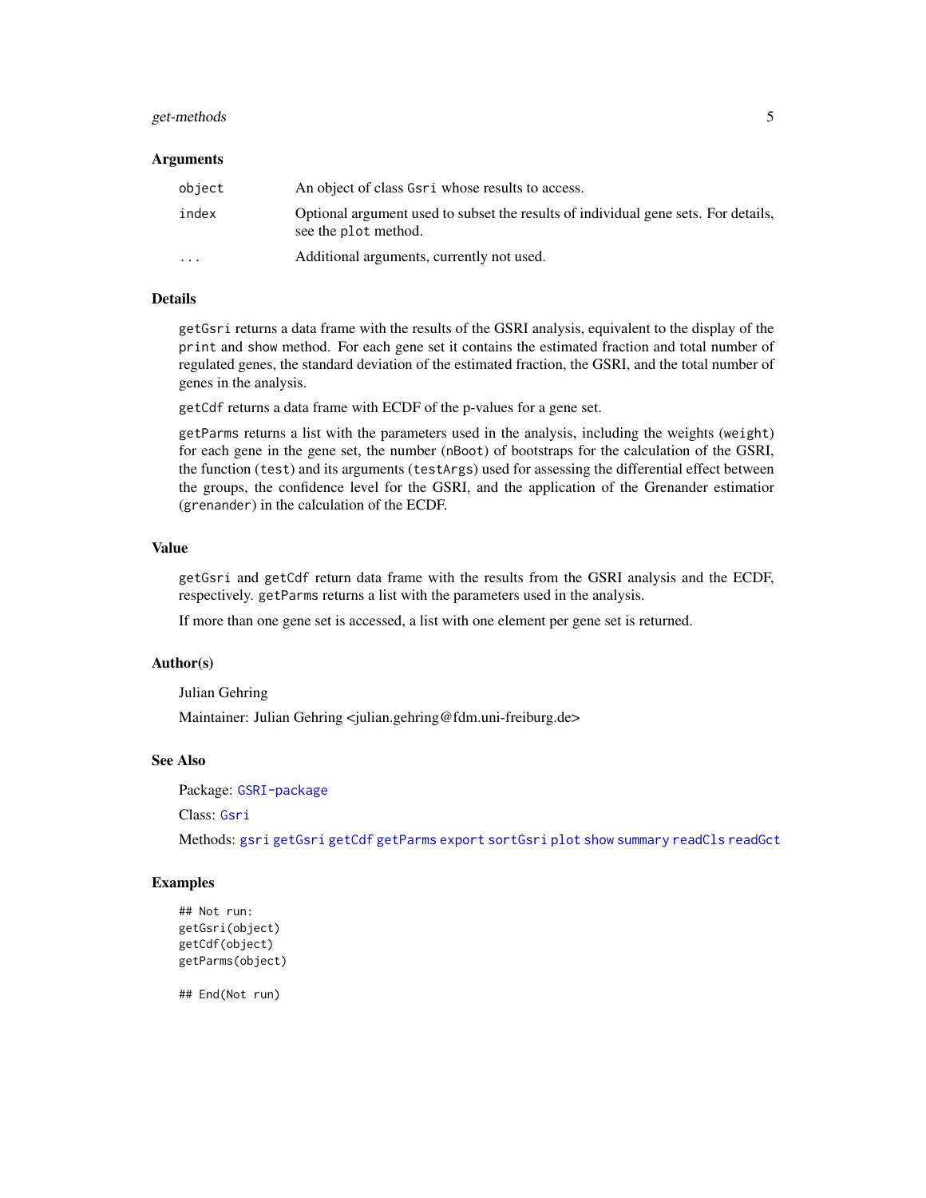### Arguments

| | |
|---|---|
| `object` | An object of class `Gsri` whose results to access. |
| `index` | Optional argument used to subset the results of individual gene sets. For details, see the `plot` method. |
| `...` | Additional arguments, currently not used. |

### Details

`getGsri` returns a data frame with the results of the GSRI analysis, equivalent to the display of the `print` and `show` method. For each gene set it contains the estimated fraction and total number of regulated genes, the standard deviation of the estimated fraction, the GSRI, and the total number of genes in the analysis.

`getCdf` returns a data frame with ECDF of the p-values for a gene set.

`getParms` returns a list with the parameters used in the analysis, including the weights (`weight`) for each gene in the gene set, the number (`nBoot`) of bootstraps for the calculation of the GSRI, the function (`test`) and its arguments (`testArgs`) used for assessing the differential effect between the groups, the confidence level for the GSRI, and the application of the Grenander estimatior (`grenander`) in the calculation of the ECDF.

### Value

`getGsri` and `getCdf` return data frame with the results from the GSRI analysis and the ECDF, respectively. `getParms` returns a list with the parameters used in the analysis.

If more than one gene set is accessed, a list with one element per gene set is returned.

### Author(s)

Julian Gehring

Maintainer: Julian Gehring <julian.gehring@fdm.uni-freiburg.de>

### See Also

Package: `GSRI-package`

Class: `Gsri`

Methods: `gsri` `getGsri` `getCdf` `getParms` `export` `sortGsri` `plot` `show` `summary` `readCls` `readGct`

### Examples

```
## Not run:
getGsri(object)
getCdf(object)
getParms(object)

## End(Not run)
```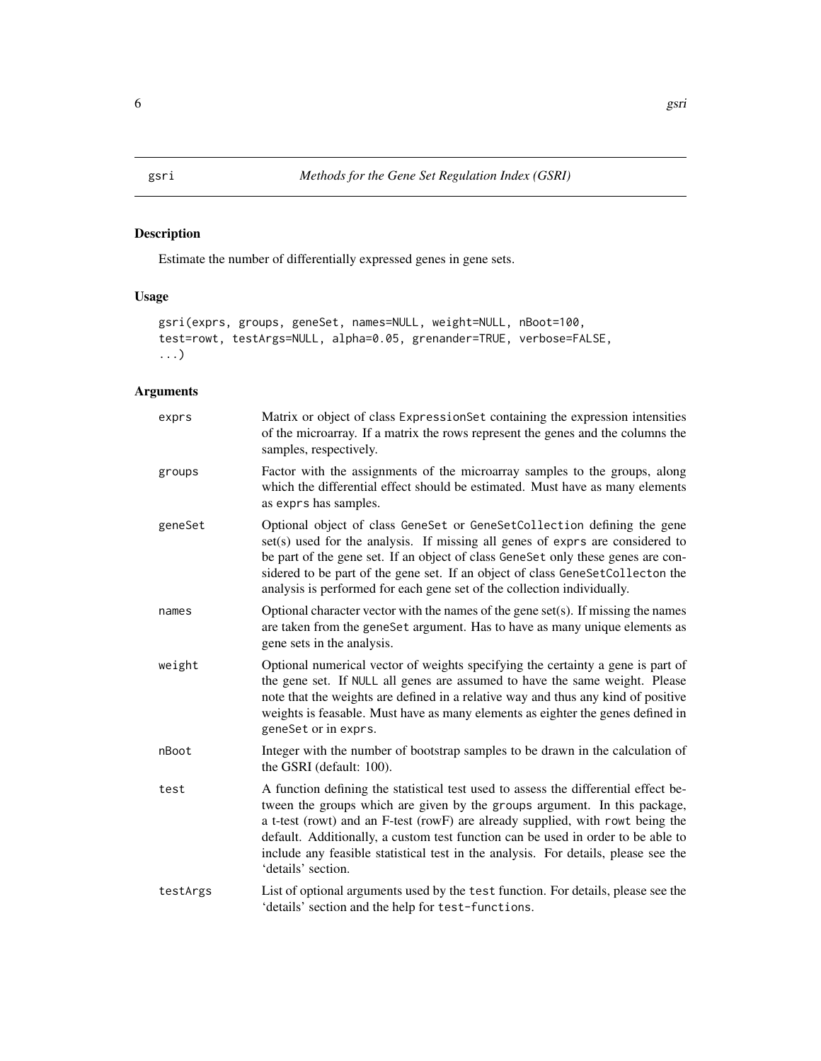# gsri — *Methods for the Gene Set Regulation Index (GSRI)*

## Description

Estimate the number of differentially expressed genes in gene sets.

## Usage

```
gsri(exprs, groups, geneSet, names=NULL, weight=NULL, nBoot=100,
test=rowt, testArgs=NULL, alpha=0.05, grenander=TRUE, verbose=FALSE,
...)
```

## Arguments

| | |
|---|---|
| `exprs` | Matrix or object of class `ExpressionSet` containing the expression intensities of the microarray. If a matrix the rows represent the genes and the columns the samples, respectively. |
| `groups` | Factor with the assignments of the microarray samples to the groups, along which the differential effect should be estimated. Must have as many elements as `exprs` has samples. |
| `geneSet` | Optional object of class `GeneSet` or `GeneSetCollection` defining the gene set(s) used for the analysis. If missing all genes of `exprs` are considered to be part of the gene set. If an object of class `GeneSet` only these genes are considered to be part of the gene set. If an object of class `GeneSetCollecton` the analysis is performed for each gene set of the collection individually. |
| `names` | Optional character vector with the names of the gene set(s). If missing the names are taken from the `geneSet` argument. Has to have as many unique elements as gene sets in the analysis. |
| `weight` | Optional numerical vector of weights specifying the certainty a gene is part of the gene set. If `NULL` all genes are assumed to have the same weight. Please note that the weights are defined in a relative way and thus any kind of positive weights is feasable. Must have as many elements as eighter the genes defined in `geneSet` or in `exprs`. |
| `nBoot` | Integer with the number of bootstrap samples to be drawn in the calculation of the GSRI (default: 100). |
| `test` | A function defining the statistical test used to assess the differential effect between the groups which are given by the `groups` argument. In this package, a t-test (rowt) and an F-test (rowF) are already supplied, with `rowt` being the default. Additionally, a custom test function can be used in order to be able to include any feasible statistical test in the analysis. For details, please see the 'details' section. |
| `testArgs` | List of optional arguments used by the `test` function. For details, please see the 'details' section and the help for `test-functions`. |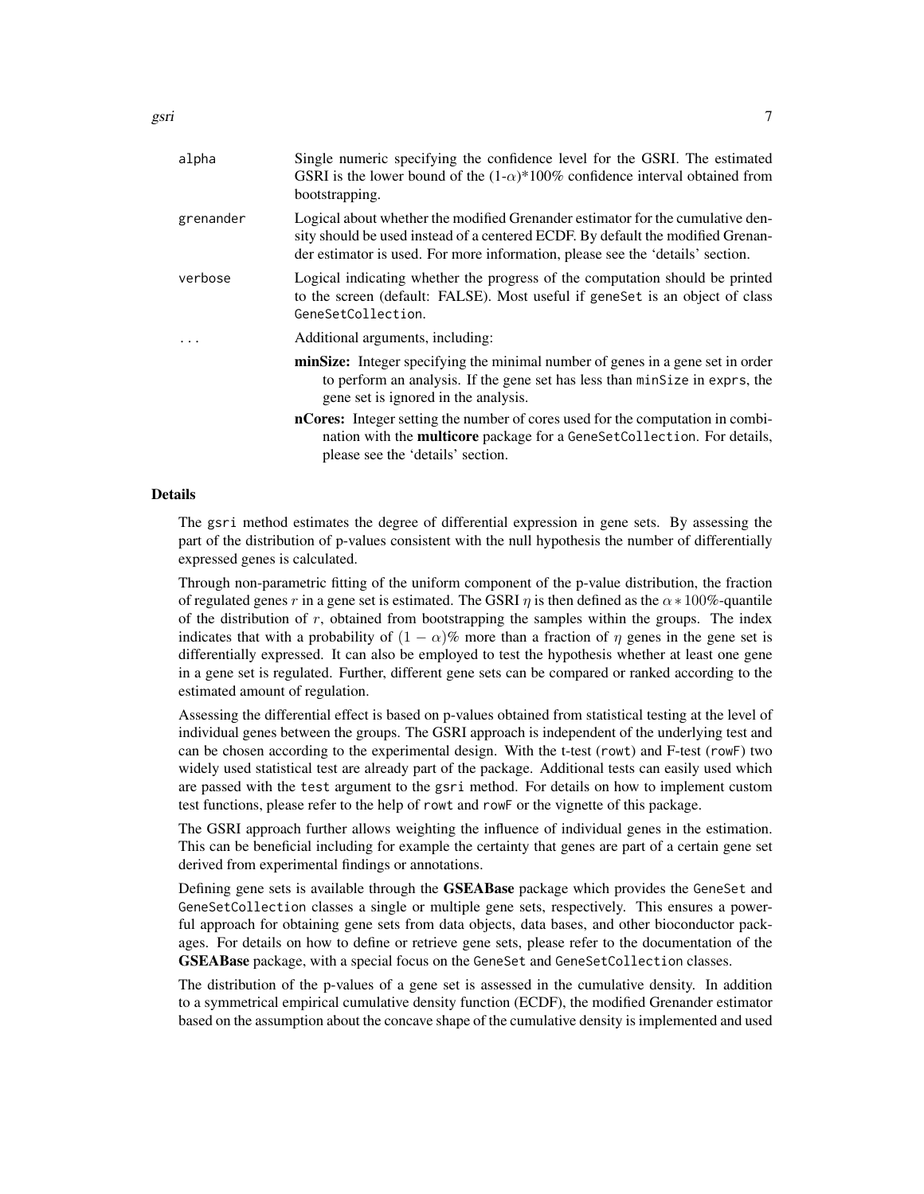| | |
|---|---|
| alpha | Single numeric specifying the confidence level for the GSRI. The estimated GSRI is the lower bound of the $(1-\alpha)$*100% confidence interval obtained from bootstrapping. |
| grenander | Logical about whether the modified Grenander estimator for the cumulative density should be used instead of a centered ECDF. By default the modified Grenander estimator is used. For more information, please see the 'details' section. |
| verbose | Logical indicating whether the progress of the computation should be printed to the screen (default: FALSE). Most useful if `geneSet` is an object of class `GeneSetCollection`. |
| ... | Additional arguments, including:<br>**minSize:** Integer specifying the minimal number of genes in a gene set in order to perform an analysis. If the gene set has less than `minSize` in `exprs`, the gene set is ignored in the analysis.<br>**nCores:** Integer setting the number of cores used for the computation in combination with the **multicore** package for a `GeneSetCollection`. For details, please see the 'details' section. |

## Details

The `gsri` method estimates the degree of differential expression in gene sets. By assessing the part of the distribution of p-values consistent with the null hypothesis the number of differentially expressed genes is calculated.

Through non-parametric fitting of the uniform component of the p-value distribution, the fraction of regulated genes $r$ in a gene set is estimated. The GSRI $\eta$ is then defined as the $\alpha * 100\%$-quantile of the distribution of $r$, obtained from bootstrapping the samples within the groups. The index indicates that with a probability of $(1 - \alpha)\%$ more than a fraction of $\eta$ genes in the gene set is differentially expressed. It can also be employed to test the hypothesis whether at least one gene in a gene set is regulated. Further, different gene sets can be compared or ranked according to the estimated amount of regulation.

Assessing the differential effect is based on p-values obtained from statistical testing at the level of individual genes between the groups. The GSRI approach is independent of the underlying test and can be chosen according to the experimental design. With the t-test (`rowt`) and F-test (`rowF`) two widely used statistical test are already part of the package. Additional tests can easily used which are passed with the `test` argument to the `gsri` method. For details on how to implement custom test functions, please refer to the help of `rowt` and `rowF` or the vignette of this package.

The GSRI approach further allows weighting the influence of individual genes in the estimation. This can be beneficial including for example the certainty that genes are part of a certain gene set derived from experimental findings or annotations.

Defining gene sets is available through the **GSEABase** package which provides the `GeneSet` and `GeneSetCollection` classes a single or multiple gene sets, respectively. This ensures a powerful approach for obtaining gene sets from data objects, data bases, and other bioconductor packages. For details on how to define or retrieve gene sets, please refer to the documentation of the **GSEABase** package, with a special focus on the `GeneSet` and `GeneSetCollection` classes.

The distribution of the p-values of a gene set is assessed in the cumulative density. In addition to a symmetrical empirical cumulative density function (ECDF), the modified Grenander estimator based on the assumption about the concave shape of the cumulative density is implemented and used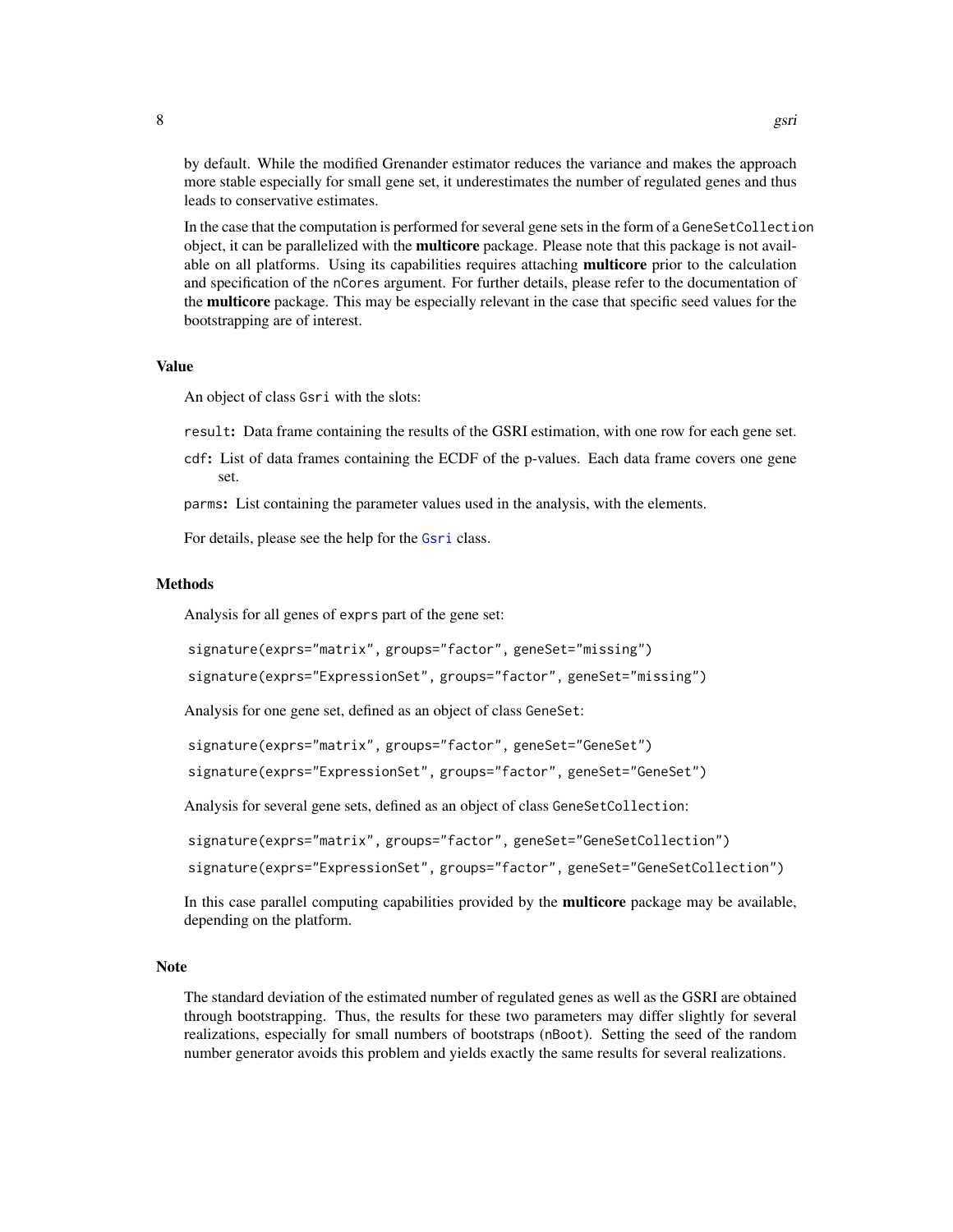by default. While the modified Grenander estimator reduces the variance and makes the approach more stable especially for small gene set, it underestimates the number of regulated genes and thus leads to conservative estimates.

In the case that the computation is performed for several gene sets in the form of a `GeneSetCollection` object, it can be parallelized with the **multicore** package. Please note that this package is not available on all platforms. Using its capabilities requires attaching **multicore** prior to the calculation and specification of the `nCores` argument. For further details, please refer to the documentation of the **multicore** package. This may be especially relevant in the case that specific seed values for the bootstrapping are of interest.

### Value

An object of class `Gsri` with the slots:

- `result`: Data frame containing the results of the GSRI estimation, with one row for each gene set.
- `cdf`: List of data frames containing the ECDF of the p-values. Each data frame covers one gene set.
- `parms`: List containing the parameter values used in the analysis, with the elements.

For details, please see the help for the `Gsri` class.

### Methods

Analysis for all genes of `exprs` part of the gene set:

```
signature(exprs="matrix", groups="factor", geneSet="missing")
signature(exprs="ExpressionSet", groups="factor", geneSet="missing")
```

Analysis for one gene set, defined as an object of class `GeneSet`:

```
signature(exprs="matrix", groups="factor", geneSet="GeneSet")
signature(exprs="ExpressionSet", groups="factor", geneSet="GeneSet")
```

Analysis for several gene sets, defined as an object of class `GeneSetCollection`:

```
signature(exprs="matrix", groups="factor", geneSet="GeneSetCollection")
signature(exprs="ExpressionSet", groups="factor", geneSet="GeneSetCollection")
```

In this case parallel computing capabilities provided by the **multicore** package may be available, depending on the platform.

### Note

The standard deviation of the estimated number of regulated genes as well as the GSRI are obtained through bootstrapping. Thus, the results for these two parameters may differ slightly for several realizations, especially for small numbers of bootstraps (`nBoot`). Setting the seed of the random number generator avoids this problem and yields exactly the same results for several realizations.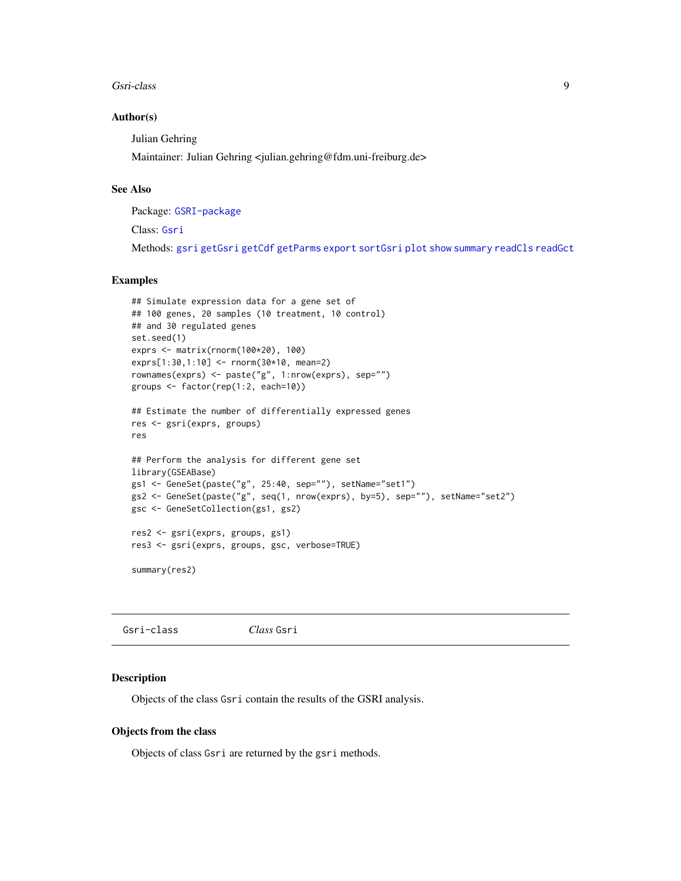### Author(s)

Julian Gehring

Maintainer: Julian Gehring <julian.gehring@fdm.uni-freiburg.de>

### See Also

Package: `GSRI-package`

Class: `Gsri`

Methods: `gsri` `getGsri` `getCdf` `getParms` `export` `sortGsri` `plot` `show` `summary` `readCls` `readGct`

### Examples

```
## Simulate expression data for a gene set of
## 100 genes, 20 samples (10 treatment, 10 control)
## and 30 regulated genes
set.seed(1)
exprs <- matrix(rnorm(100*20), 100)
exprs[1:30,1:10] <- rnorm(30*10, mean=2)
rownames(exprs) <- paste("g", 1:nrow(exprs), sep="")
groups <- factor(rep(1:2, each=10))

## Estimate the number of differentially expressed genes
res <- gsri(exprs, groups)
res

## Perform the analysis for different gene set
library(GSEABase)
gs1 <- GeneSet(paste("g", 25:40, sep=""), setName="set1")
gs2 <- GeneSet(paste("g", seq(1, nrow(exprs), by=5), sep=""), setName="set2")
gsc <- GeneSetCollection(gs1, gs2)

res2 <- gsri(exprs, groups, gs1)
res3 <- gsri(exprs, groups, gsc, verbose=TRUE)

summary(res2)
```

---

## Gsri-class — *Class* `Gsri`

---

### Description

Objects of the class `Gsri` contain the results of the GSRI analysis.

### Objects from the class

Objects of class `Gsri` are returned by the `gsri` methods.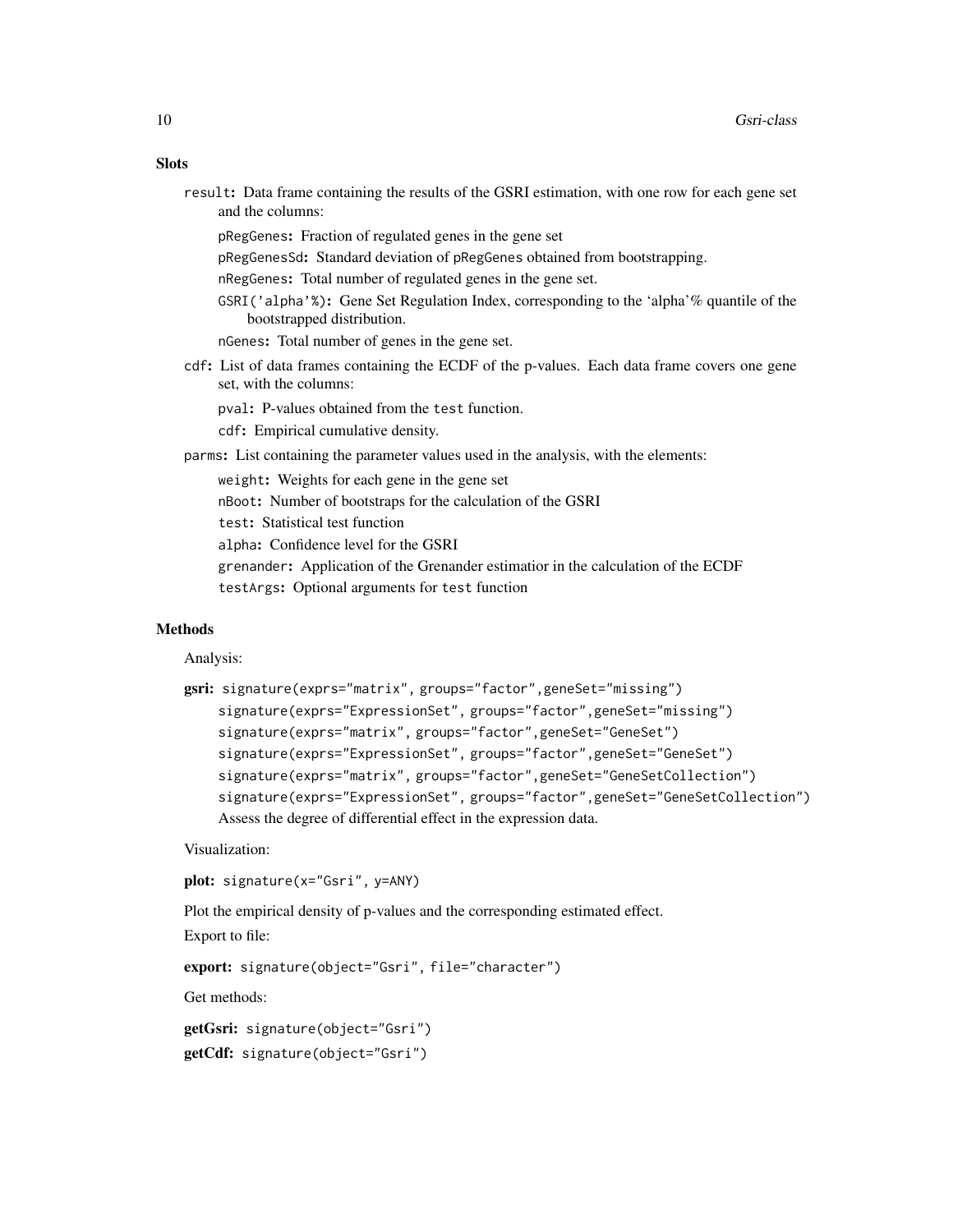### Slots

`result`: Data frame containing the results of the GSRI estimation, with one row for each gene set and the columns:

- `pRegGenes`: Fraction of regulated genes in the gene set
- `pRegGenesSd`: Standard deviation of `pRegGenes` obtained from bootstrapping.
- `nRegGenes`: Total number of regulated genes in the gene set.
- `GSRI('alpha'%)`: Gene Set Regulation Index, corresponding to the 'alpha'% quantile of the bootstrapped distribution.
- `nGenes`: Total number of genes in the gene set.

`cdf`: List of data frames containing the ECDF of the p-values. Each data frame covers one gene set, with the columns:

- `pval`: P-values obtained from the `test` function.
- `cdf`: Empirical cumulative density.

`parms`: List containing the parameter values used in the analysis, with the elements:

- `weight`: Weights for each gene in the gene set
- `nBoot`: Number of bootstraps for the calculation of the GSRI
- `test`: Statistical test function
- `alpha`: Confidence level for the GSRI
- `grenander`: Application of the Grenander estimatior in the calculation of the ECDF
- `testArgs`: Optional arguments for `test` function

### Methods

Analysis:

**gsri:**
```
signature(exprs="matrix", groups="factor",geneSet="missing")
signature(exprs="ExpressionSet", groups="factor",geneSet="missing")
signature(exprs="matrix", groups="factor",geneSet="GeneSet")
signature(exprs="ExpressionSet", groups="factor",geneSet="GeneSet")
signature(exprs="matrix", groups="factor",geneSet="GeneSetCollection")
signature(exprs="ExpressionSet", groups="factor",geneSet="GeneSetCollection")
```
Assess the degree of differential effect in the expression data.

Visualization:

**plot:** `signature(x="Gsri", y=ANY)`

Plot the empirical density of p-values and the corresponding estimated effect.

Export to file:

**export:** `signature(object="Gsri", file="character")`

Get methods:

**getGsri:** `signature(object="Gsri")`

**getCdf:** `signature(object="Gsri")`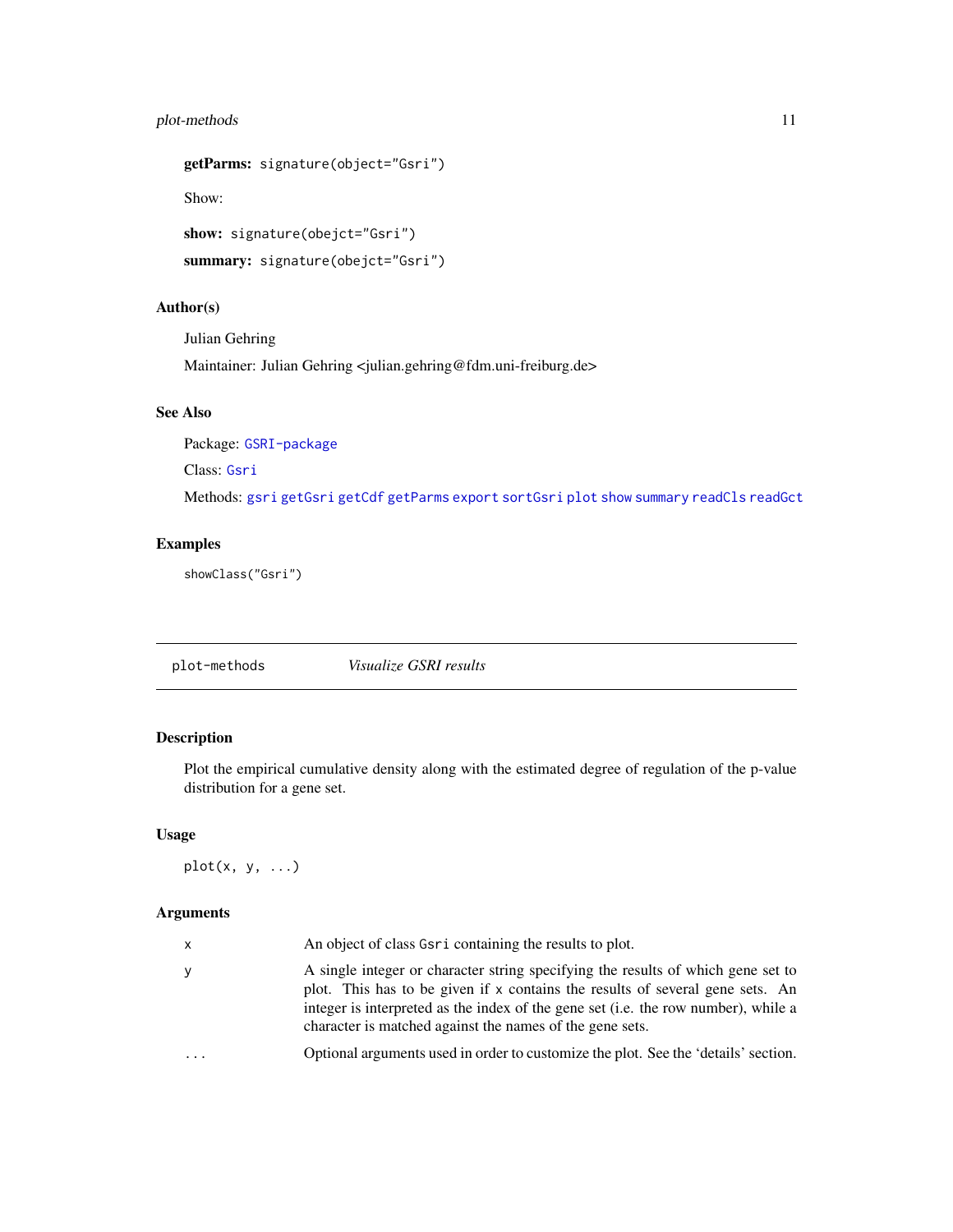**getParms:** `signature(object="Gsri")`

Show:

**show:** `signature(obejct="Gsri")`

**summary:** `signature(obejct="Gsri")`

### Author(s)

Julian Gehring

Maintainer: Julian Gehring <julian.gehring@fdm.uni-freiburg.de>

### See Also

Package: `GSRI-package`

Class: `Gsri`

Methods: `gsri` `getGsri` `getCdf` `getParms` `export` `sortGsri` `plot` `show` `summary` `readCls` `readGct`

### Examples

```
showClass("Gsri")
```

---

## plot-methods — *Visualize GSRI results*

---

### Description

Plot the empirical cumulative density along with the estimated degree of regulation of the p-value distribution for a gene set.

### Usage

```
plot(x, y, ...)
```

### Arguments

| | |
|---|---|
| x | An object of class `Gsri` containing the results to plot. |
| y | A single integer or character string specifying the results of which gene set to plot. This has to be given if `x` contains the results of several gene sets. An integer is interpreted as the index of the gene set (i.e. the row number), while a character is matched against the names of the gene sets. |
| ... | Optional arguments used in order to customize the plot. See the 'details' section. |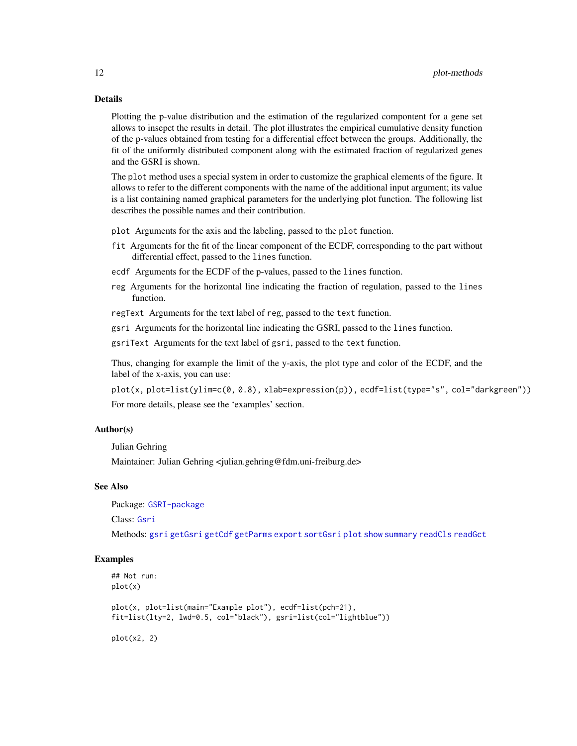## Details

Plotting the p-value distribution and the estimation of the regularized compontent for a gene set allows to insepct the results in detail. The plot illustrates the empirical cumulative density function of the p-values obtained from testing for a differential effect between the groups. Additionally, the fit of the uniformly distributed component along with the estimated fraction of regularized genes and the GSRI is shown.

The `plot` method uses a special system in order to customize the graphical elements of the figure. It allows to refer to the different components with the name of the additional input argument; its value is a list containing named graphical parameters for the underlying plot function. The following list describes the possible names and their contribution.

- `plot` Arguments for the axis and the labeling, passed to the `plot` function.
- `fit` Arguments for the fit of the linear component of the ECDF, corresponding to the part without differential effect, passed to the `lines` function.
- `ecdf` Arguments for the ECDF of the p-values, passed to the `lines` function.
- `reg` Arguments for the horizontal line indicating the fraction of regulation, passed to the `lines` function.
- `regText` Arguments for the text label of `reg`, passed to the `text` function.
- `gsri` Arguments for the horizontal line indicating the GSRI, passed to the `lines` function.
- `gsriText` Arguments for the text label of `gsri`, passed to the `text` function.

Thus, changing for example the limit of the y-axis, the plot type and color of the ECDF, and the label of the x-axis, you can use:

`plot(x, plot=list(ylim=c(0, 0.8), xlab=expression(p)), ecdf=list(type="s", col="darkgreen"))`

For more details, please see the 'examples' section.

## Author(s)

Julian Gehring

Maintainer: Julian Gehring <julian.gehring@fdm.uni-freiburg.de>

## See Also

Package: GSRI-package

Class: Gsri

Methods: gsri getGsri getCdf getParms export sortGsri plot show summary readCls readGct

## Examples

```
## Not run:
plot(x)

plot(x, plot=list(main="Example plot"), ecdf=list(pch=21),
fit=list(lty=2, lwd=0.5, col="black"), gsri=list(col="lightblue"))

plot(x2, 2)
```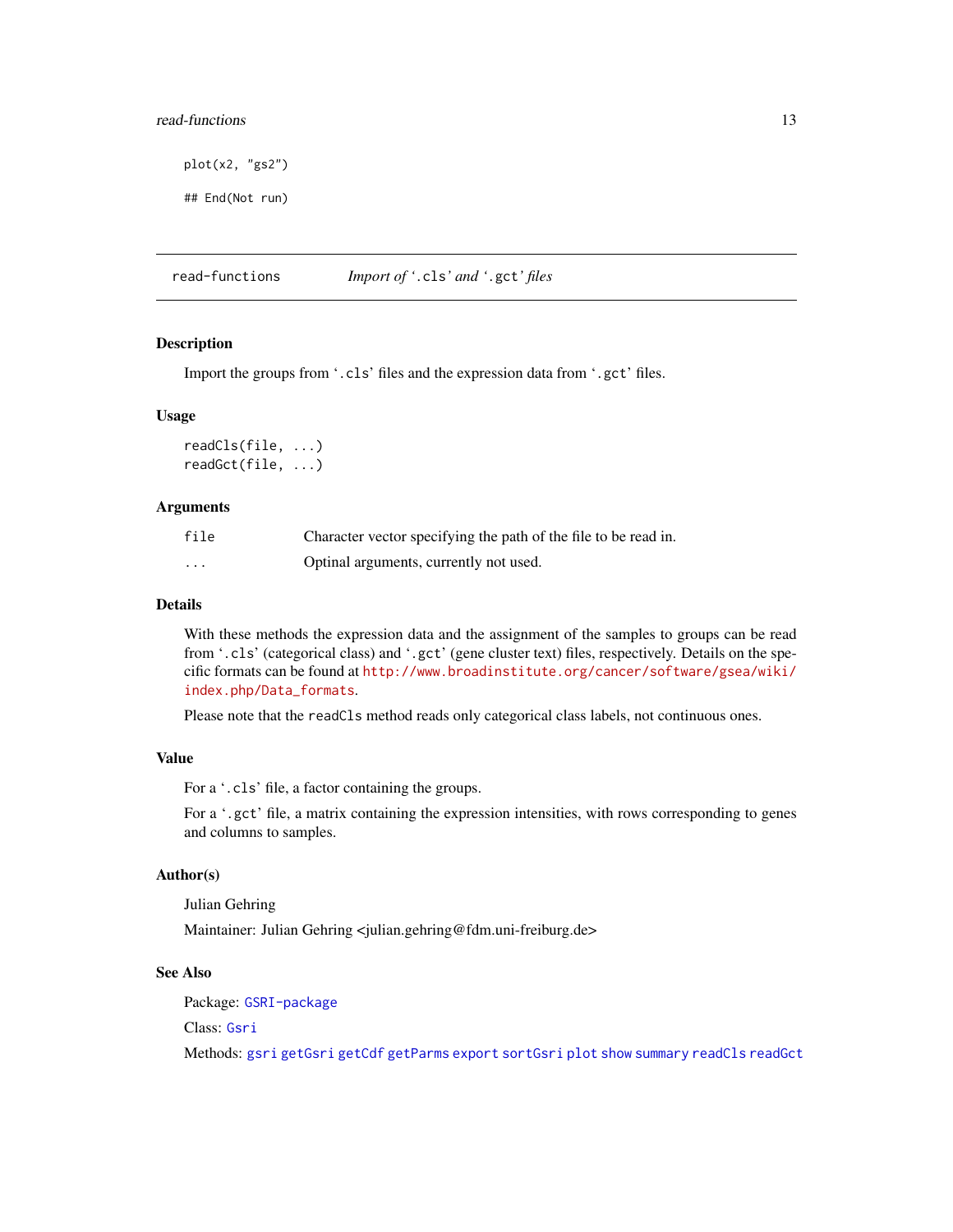```
plot(x2, "gs2")

## End(Not run)
```

---

## read-functions *Import of '.cls' and '.gct' files*

### Description

Import the groups from '.cls' files and the expression data from '.gct' files.

### Usage

```
readCls(file, ...)
readGct(file, ...)
```

### Arguments

| | |
|---|---|
| file | Character vector specifying the path of the file to be read in. |
| ... | Optinal arguments, currently not used. |

### Details

With these methods the expression data and the assignment of the samples to groups can be read from '.cls' (categorical class) and '.gct' (gene cluster text) files, respectively. Details on the specific formats can be found at http://www.broadinstitute.org/cancer/software/gsea/wiki/index.php/Data_formats.

Please note that the `readCls` method reads only categorical class labels, not continuous ones.

### Value

For a '.cls' file, a factor containing the groups.

For a '.gct' file, a matrix containing the expression intensities, with rows corresponding to genes and columns to samples.

### Author(s)

Julian Gehring

Maintainer: Julian Gehring <julian.gehring@fdm.uni-freiburg.de>

### See Also

Package: GSRI-package

Class: Gsri

Methods: gsri getGsri getCdf getParms export sortGsri plot show summary readCls readGct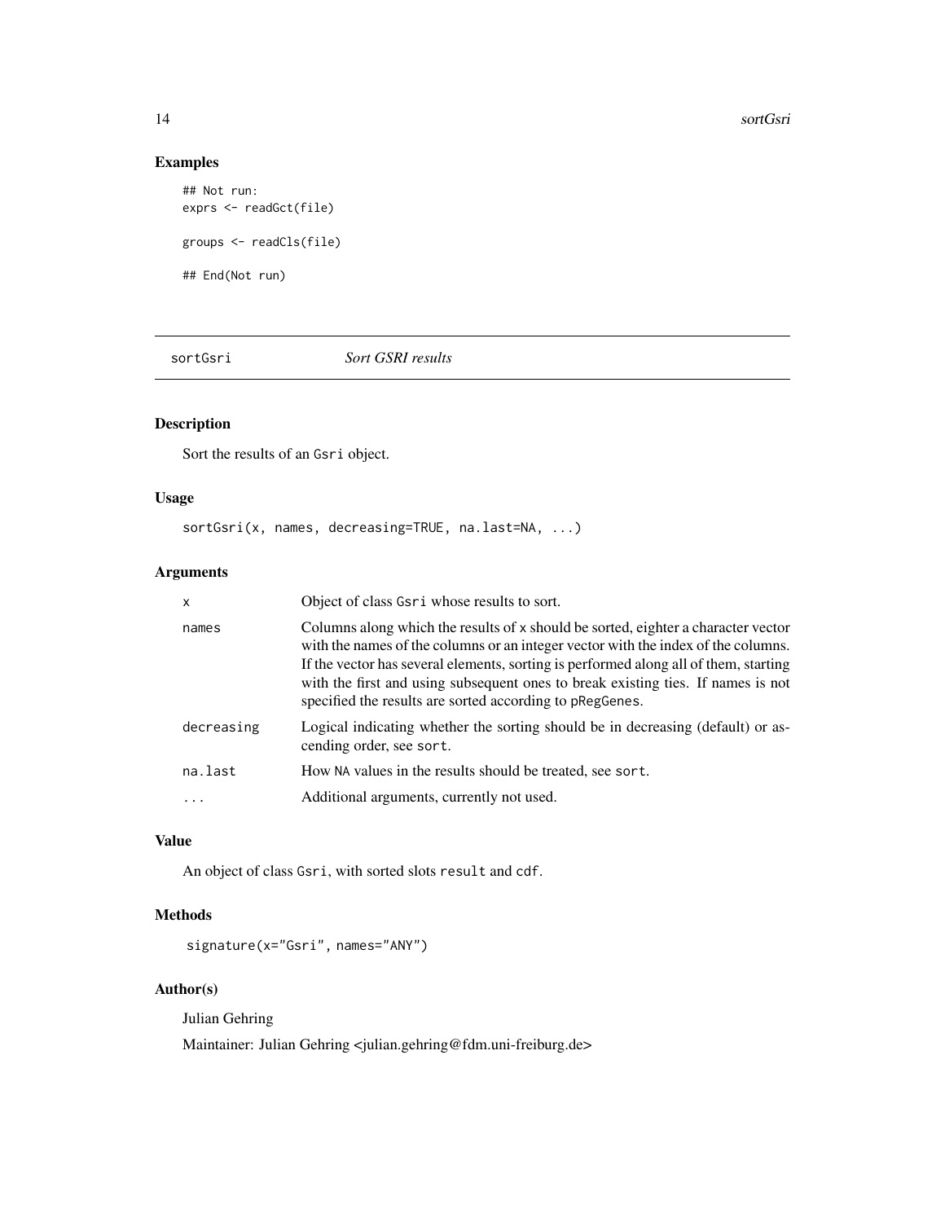## Examples

```
## Not run:
exprs <- readGct(file)

groups <- readCls(file)

## End(Not run)
```

---

# sortGsri *Sort GSRI results*

## Description

Sort the results of an Gsri object.

## Usage

```
sortGsri(x, names, decreasing=TRUE, na.last=NA, ...)
```

## Arguments

| | |
|---|---|
| x | Object of class Gsri whose results to sort. |
| names | Columns along which the results of x should be sorted, eighter a character vector with the names of the columns or an integer vector with the index of the columns. If the vector has several elements, sorting is performed along all of them, starting with the first and using subsequent ones to break existing ties. If names is not specified the results are sorted according to pRegGenes. |
| decreasing | Logical indicating whether the sorting should be in decreasing (default) or ascending order, see sort. |
| na.last | How NA values in the results should be treated, see sort. |
| ... | Additional arguments, currently not used. |

## Value

An object of class Gsri, with sorted slots result and cdf.

## Methods

```
signature(x="Gsri", names="ANY")
```

## Author(s)

Julian Gehring

Maintainer: Julian Gehring <julian.gehring@fdm.uni-freiburg.de>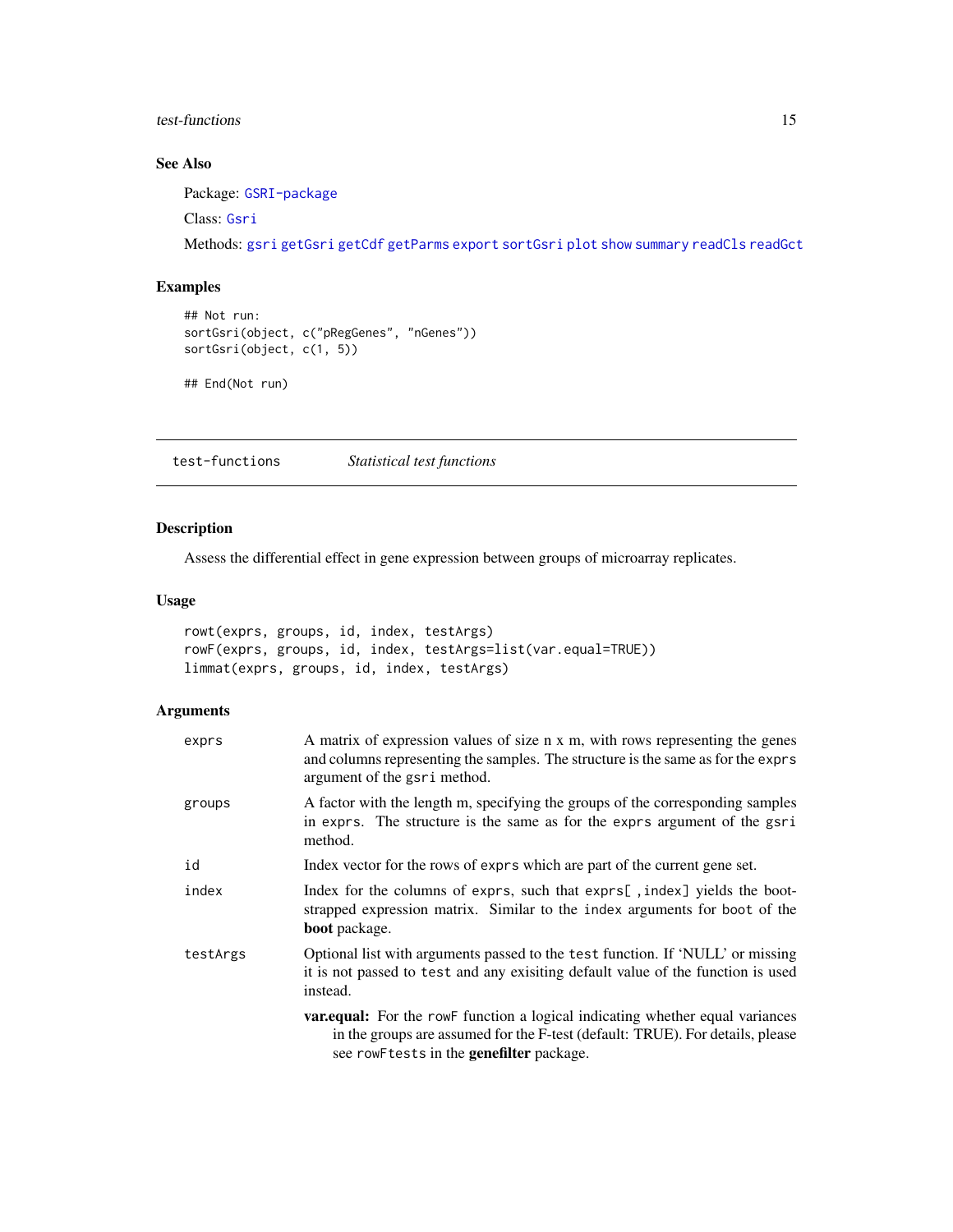### See Also

Package: GSRI-package

Class: Gsri

Methods: gsri getGsri getCdf getParms export sortGsri plot show summary readCls readGct

### Examples

```
## Not run:
sortGsri(object, c("pRegGenes", "nGenes"))
sortGsri(object, c(1, 5))

## End(Not run)
```

---

## test-functions *Statistical test functions*

---

### Description

Assess the differential effect in gene expression between groups of microarray replicates.

### Usage

```
rowt(exprs, groups, id, index, testArgs)
rowF(exprs, groups, id, index, testArgs=list(var.equal=TRUE))
limmat(exprs, groups, id, index, testArgs)
```

### Arguments

| | |
|---|---|
| `exprs` | A matrix of expression values of size n x m, with rows representing the genes and columns representing the samples. The structure is the same as for the `exprs` argument of the `gsri` method. |
| `groups` | A factor with the length m, specifying the groups of the corresponding samples in `exprs`. The structure is the same as for the `exprs` argument of the `gsri` method. |
| `id` | Index vector for the rows of `exprs` which are part of the current gene set. |
| `index` | Index for the columns of `exprs`, such that `exprs[ ,index]` yields the bootstrapped expression matrix. Similar to the `index` arguments for `boot` of the **boot** package. |
| `testArgs` | Optional list with arguments passed to the `test` function. If 'NULL' or missing it is not passed to `test` and any exisiting default value of the function is used instead. |
| | **var.equal:** For the `rowF` function a logical indicating whether equal variances in the groups are assumed for the F-test (default: TRUE). For details, please see `rowFtests` in the **genefilter** package. |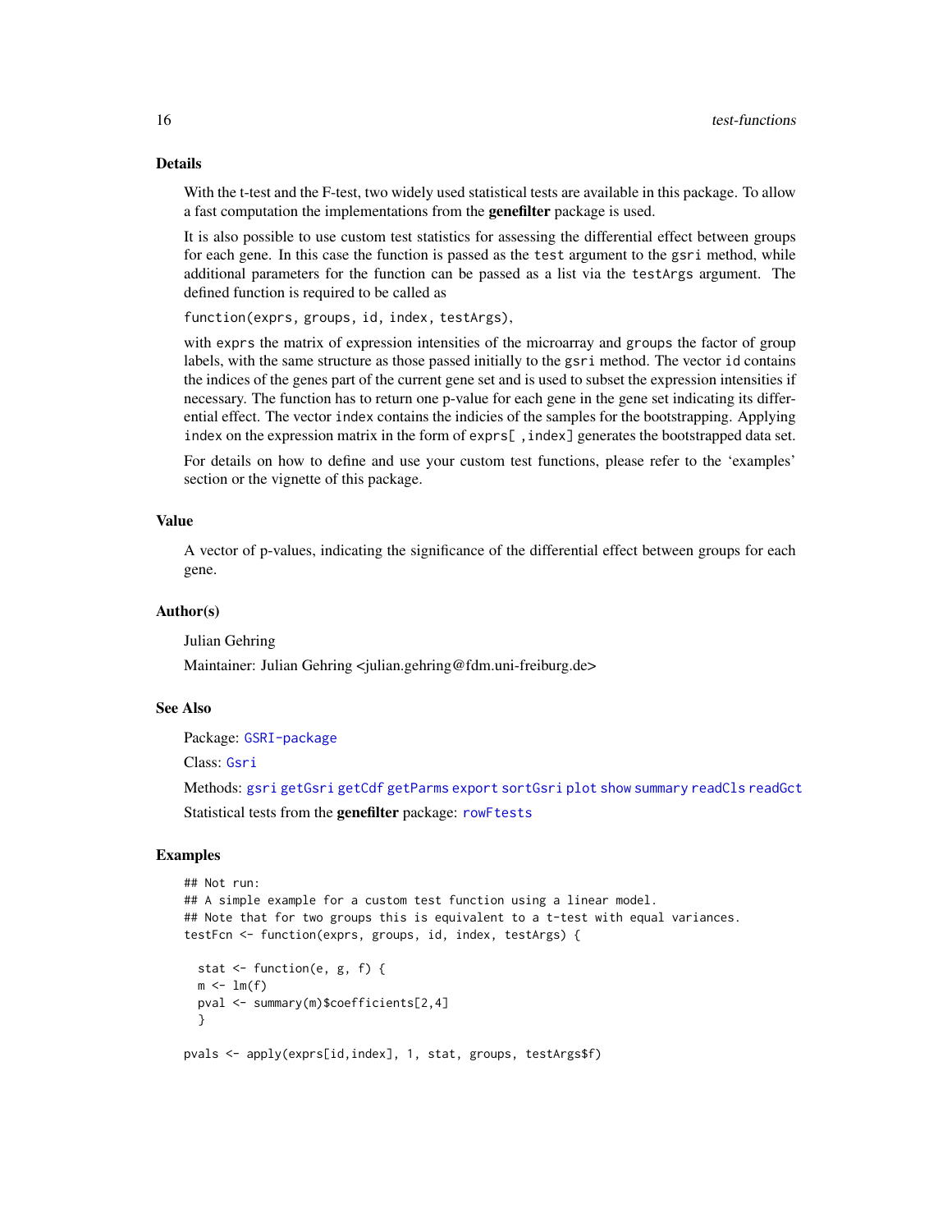## Details

With the t-test and the F-test, two widely used statistical tests are available in this package. To allow a fast computation the implementations from the **genefilter** package is used.

It is also possible to use custom test statistics for assessing the differential effect between groups for each gene. In this case the function is passed as the `test` argument to the `gsri` method, while additional parameters for the function can be passed as a list via the `testArgs` argument. The defined function is required to be called as

`function(exprs, groups, id, index, testArgs)`,

with `exprs` the matrix of expression intensities of the microarray and `groups` the factor of group labels, with the same structure as those passed initially to the `gsri` method. The vector `id` contains the indices of the genes part of the current gene set and is used to subset the expression intensities if necessary. The function has to return one p-value for each gene in the gene set indicating its differential effect. The vector `index` contains the indicies of the samples for the bootstrapping. Applying `index` on the expression matrix in the form of `exprs[ ,index]` generates the bootstrapped data set.

For details on how to define and use your custom test functions, please refer to the 'examples' section or the vignette of this package.

## Value

A vector of p-values, indicating the significance of the differential effect between groups for each gene.

## Author(s)

Julian Gehring

Maintainer: Julian Gehring <julian.gehring@fdm.uni-freiburg.de>

## See Also

Package: `GSRI-package`

Class: `Gsri`

Methods: `gsri` `getGsri` `getCdf` `getParms` `export` `sortGsri` `plot` `show` `summary` `readCls` `readGct`

Statistical tests from the **genefilter** package: `rowFtests`

## Examples

```
## Not run:
## A simple example for a custom test function using a linear model.
## Note that for two groups this is equivalent to a t-test with equal variances.
testFcn <- function(exprs, groups, id, index, testArgs) {

  stat <- function(e, g, f) {
  m <- lm(f)
  pval <- summary(m)$coefficients[2,4]
  }

pvals <- apply(exprs[id,index], 1, stat, groups, testArgs$f)
```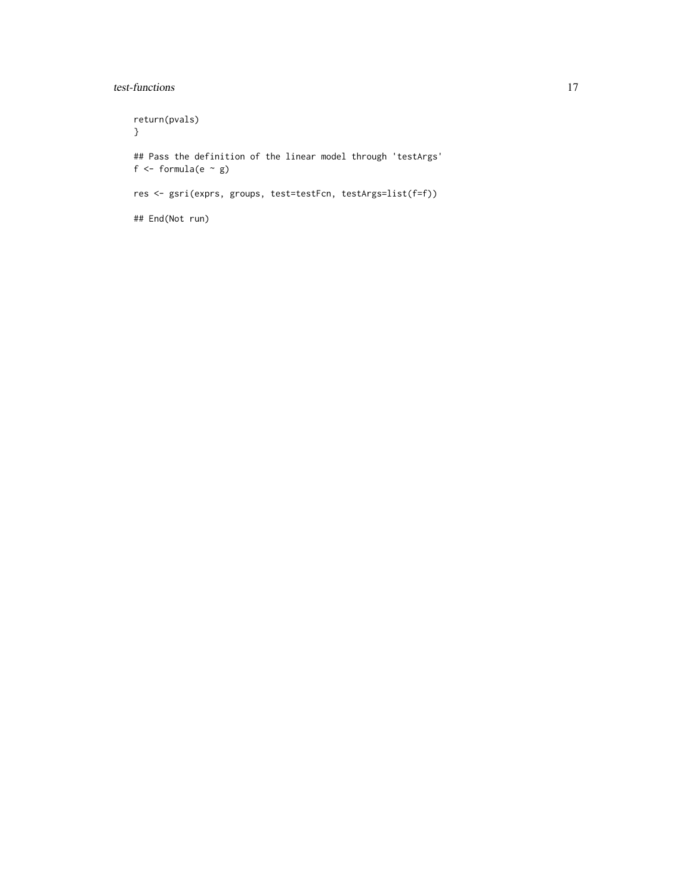```
return(pvals)
}

## Pass the definition of the linear model through 'testArgs'
f <- formula(e ~ g)

res <- gsri(exprs, groups, test=testFcn, testArgs=list(f=f))

## End(Not run)
```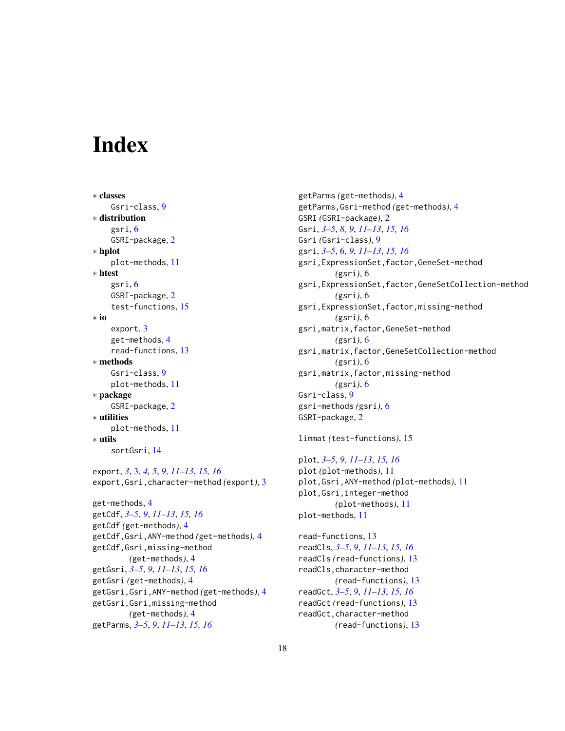# Index

∗ **classes**
Gsri-class, 9

∗ **distribution**
gsri, 6
GSRI-package, 2

∗ **hplot**
plot-methods, 11

∗ **htest**
gsri, 6
GSRI-package, 2
test-functions, 15

∗ **io**
export, 3
get-methods, 4
read-functions, 13

∗ **methods**
Gsri-class, 9
plot-methods, 11

∗ **package**
GSRI-package, 2

∗ **utilities**
plot-methods, 11

∗ **utils**
sortGsri, 14

export, *3*, 3, *4, 5*, *9*, *11–13*, *15, 16*
export,Gsri,character-method *(*export*)*, 3

get-methods, 4
getCdf, *3–5*, *9*, *11–13*, *15, 16*
getCdf *(*get-methods*)*, 4
getCdf,Gsri,ANY-method *(*get-methods*)*, 4
getCdf,Gsri,missing-method *(*get-methods*)*, 4
getGsri, *3–5*, *9*, *11–13*, *15, 16*
getGsri *(*get-methods*)*, 4
getGsri,Gsri,ANY-method *(*get-methods*)*, 4
getGsri,Gsri,missing-method *(*get-methods*)*, 4
getParms, *3–5*, *9*, *11–13*, *15, 16*
getParms *(*get-methods*)*, 4
getParms,Gsri-method *(*get-methods*)*, 4
GSRI *(*GSRI-package*)*, 2
Gsri, *3–5*, *8, 9*, *11–13*, *15, 16*
Gsri *(*Gsri-class*)*, 9
gsri, *3–5*, 6, *9*, *11–13*, *15, 16*
gsri,ExpressionSet,factor,GeneSet-method *(*gsri*)*, 6
gsri,ExpressionSet,factor,GeneSetCollection-method *(*gsri*)*, 6
gsri,ExpressionSet,factor,missing-method *(*gsri*)*, 6
gsri,matrix,factor,GeneSet-method *(*gsri*)*, 6
gsri,matrix,factor,GeneSetCollection-method *(*gsri*)*, 6
gsri,matrix,factor,missing-method *(*gsri*)*, 6
Gsri-class, 9
gsri-methods *(*gsri*)*, 6
GSRI-package, 2

limmat *(*test-functions*)*, 15

plot, *3–5*, *9*, *11–13*, *15, 16*
plot *(*plot-methods*)*, 11
plot,Gsri,ANY-method *(*plot-methods*)*, 11
plot,Gsri,integer-method *(*plot-methods*)*, 11
plot-methods, 11

read-functions, 13
readCls, *3–5*, *9*, *11–13*, *15, 16*
readCls *(*read-functions*)*, 13
readCls,character-method *(*read-functions*)*, 13
readGct, *3–5*, *9*, *11–13*, *15, 16*
readGct *(*read-functions*)*, 13
readGct,character-method *(*read-functions*)*, 13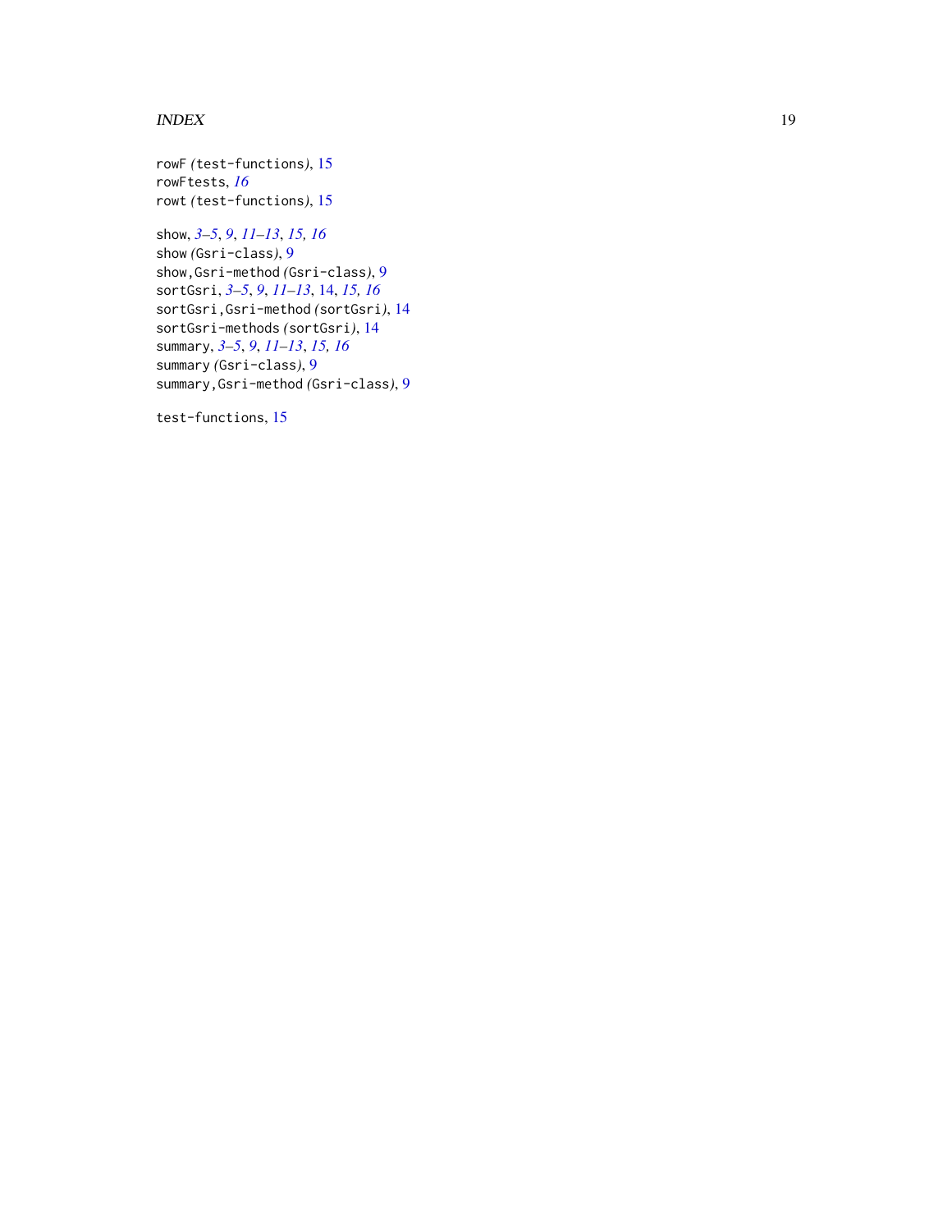rowF *(*test-functions*)*, 15
rowFtests, *16*
rowt *(*test-functions*)*, 15

show, *3–5*, *9*, *11–13*, *15, 16*
show *(*Gsri-class*)*, 9
show,Gsri-method *(*Gsri-class*)*, 9
sortGsri, *3–5*, *9*, *11–13*, 14, *15, 16*
sortGsri,Gsri-method *(*sortGsri*)*, 14
sortGsri-methods *(*sortGsri*)*, 14
summary, *3–5*, *9*, *11–13*, *15, 16*
summary *(*Gsri-class*)*, 9
summary,Gsri-method *(*Gsri-class*)*, 9

test-functions, 15